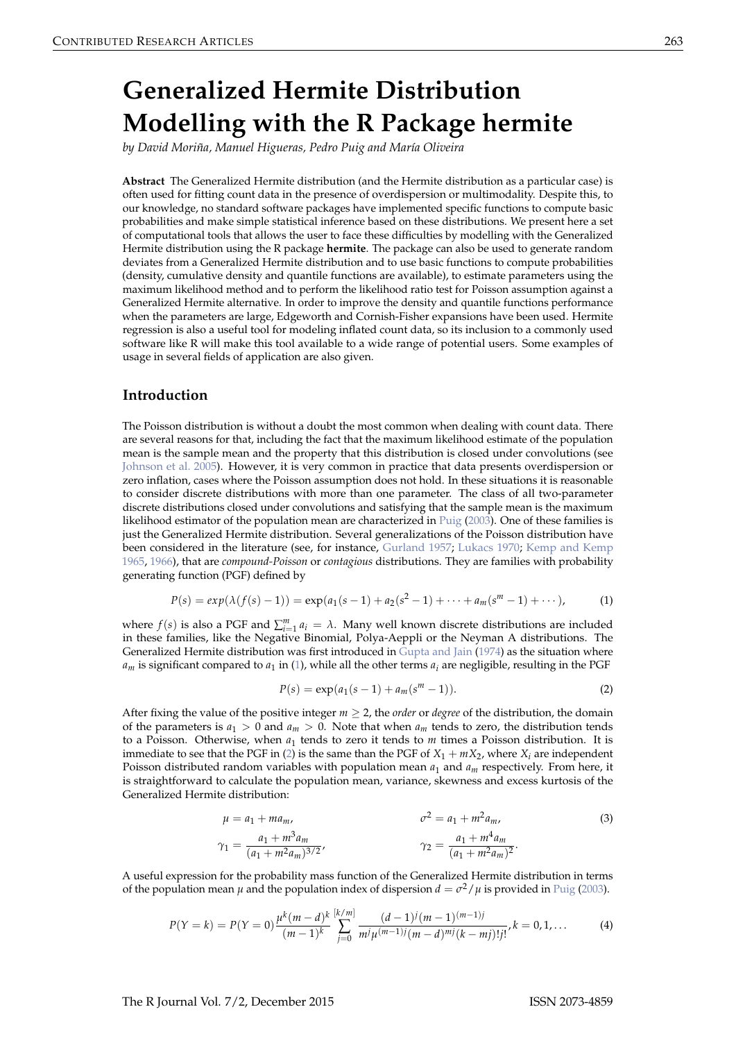# Generalized Hermite Distribution Modelling with the R Package hermite

*by David Moriña, Manuel Higueras, Pedro Puig and María Oliveira*

**Abstract** The Generalized Hermite distribution (and the Hermite distribution as a particular case) is often used for fitting count data in the presence of overdispersion or multimodality. Despite this, to our knowledge, no standard software packages have implemented specific functions to compute basic probabilities and make simple statistical inference based on these distributions. We present here a set of computational tools that allows the user to face these difficulties by modelling with the Generalized Hermite distribution using the R package **hermite**. The package can also be used to generate random deviates from a Generalized Hermite distribution and to use basic functions to compute probabilities (density, cumulative density and quantile functions are available), to estimate parameters using the maximum likelihood method and to perform the likelihood ratio test for Poisson assumption against a Generalized Hermite alternative. In order to improve the density and quantile functions performance when the parameters are large, Edgeworth and Cornish-Fisher expansions have been used. Hermite regression is also a useful tool for modeling inflated count data, so its inclusion to a commonly used software like R will make this tool available to a wide range of potential users. Some examples of usage in several fields of application are also given.

## Introduction

The Poisson distribution is without a doubt the most common when dealing with count data. There are several reasons for that, including the fact that the maximum likelihood estimate of the population mean is the sample mean and the property that this distribution is closed under convolutions (see Johnson et al. 2005). However, it is very common in practice that data presents overdispersion or zero inflation, cases where the Poisson assumption does not hold. In these situations it is reasonable to consider discrete distributions with more than one parameter. The class of all two-parameter discrete distributions closed under convolutions and satisfying that the sample mean is the maximum likelihood estimator of the population mean are characterized in Puig (2003). One of these families is just the Generalized Hermite distribution. Several generalizations of the Poisson distribution have been considered in the literature (see, for instance, Gurland 1957; Lukacs 1970; Kemp and Kemp 1965, 1966), that are *compound-Poisson* or *contagious* distributions. They are families with probability generating function (PGF) defined by

$$P(s) = exp(\lambda(f(s) - 1)) = \exp(a_1(s-1) + a_2(s^2-1) + \cdots + a_m(s^m-1) + \cdots), \tag{1}$$

where $f(s)$ is also a PGF and $\sum_{i=1}^{m} a_i = \lambda$. Many well known discrete distributions are included in these families, like the Negative Binomial, Polya-Aeppli or the Neyman A distributions. The Generalized Hermite distribution was first introduced in Gupta and Jain (1974) as the situation where $a_m$ is significant compared to $a_1$ in (1), while all the other terms $a_i$ are negligible, resulting in the PGF

$$P(s) = \exp(a_1(s-1) + a_m(s^m-1)). \tag{2}$$

After fixing the value of the positive integer $m \geq 2$, the *order* or *degree* of the distribution, the domain of the parameters is $a_1 > 0$ and $a_m > 0$. Note that when $a_m$ tends to zero, the distribution tends to a Poisson. Otherwise, when $a_1$ tends to zero it tends to $m$ times a Poisson distribution. It is immediate to see that the PGF in (2) is the same than the PGF of $X_1 + mX_2$, where $X_i$ are independent Poisson distributed random variables with population mean $a_1$ and $a_m$ respectively. From here, it is straightforward to calculate the population mean, variance, skewness and excess kurtosis of the Generalized Hermite distribution:

$$\mu = a_1 + ma_m, \qquad \sigma^2 = a_1 + m^2 a_m, \tag{3}$$

$$\gamma_1 = \frac{a_1 + m^3 a_m}{(a_1 + m^2 a_m)^{3/2}}, \qquad \gamma_2 = \frac{a_1 + m^4 a_m}{(a_1 + m^2 a_m)^2}.$$

A useful expression for the probability mass function of the Generalized Hermite distribution in terms of the population mean $\mu$ and the population index of dispersion $d = \sigma^2/\mu$ is provided in Puig (2003).

$$P(Y=k) = P(Y=0)\frac{\mu^k(m-d)^k}{(m-1)^k} \sum_{j=0}^{[k/m]} \frac{(d-1)^j(m-1)^{(m-1)j}}{m^j \mu^{(m-1)j}(m-d)^{mj}(k-mj)!j!}, k = 0, 1, \ldots \tag{4}$$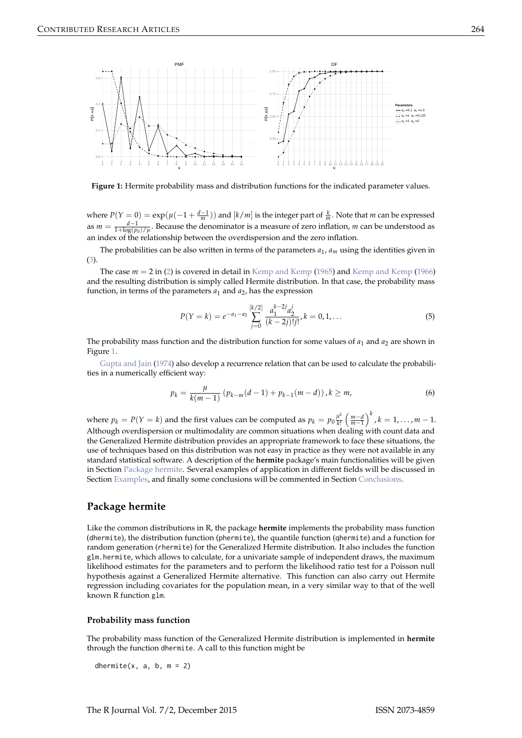**Figure 1:** Hermite probability mass and distribution functions for the indicated parameter values.

where $P(Y = 0) = \exp(\mu(-1 + \frac{d-1}{m}))$ and $[k/m]$ is the integer part of $\frac{k}{m}$. Note that $m$ can be expressed as $m = \frac{d-1}{1+\log(p_0)/\mu}$. Because the denominator is a measure of zero inflation, $m$ can be understood as an index of the relationship between the overdispersion and the zero inflation.

The probabilities can be also written in terms of the parameters $a_1$, $a_m$ using the identities given in (3).

The case $m = 2$ in (2) is covered in detail in Kemp and Kemp (1965) and Kemp and Kemp (1966) and the resulting distribution is simply called Hermite distribution. In that case, the probability mass function, in terms of the parameters $a_1$ and $a_2$, has the expression

$$P(Y = k) = e^{-a_1 - a_2} \sum_{j=0}^{[k/2]} \frac{a_1^{k-2j} a_2^j}{(k-2j)!j!}, k = 0, 1, \ldots \tag{5}$$

The probability mass function and the distribution function for some values of $a_1$ and $a_2$ are shown in Figure 1.

Gupta and Jain (1974) also develop a recurrence relation that can be used to calculate the probabilities in a numerically efficient way:

$$p_k = \frac{\mu}{k(m-1)} \left( p_{k-m}(d-1) + p_{k-1}(m-d) \right), k \geq m, \tag{6}$$

where $p_k = P(Y = k)$ and the first values can be computed as $p_k = p_0 \frac{\mu^k}{k!} \left( \frac{m-d}{m-1} \right)^k, k = 1, \ldots, m-1$. Although overdispersion or multimodality are common situations when dealing with count data and the Generalized Hermite distribution provides an appropriate framework to face these situations, the use of techniques based on this distribution was not easy in practice as they were not available in any standard statistical software. A description of the **hermite** package's main functionalities will be given in Section Package hermite. Several examples of application in different fields will be discussed in Section Examples, and finally some conclusions will be commented in Section Conclusions.

## Package hermite

Like the common distributions in R, the package **hermite** implements the probability mass function (`dhermite`), the distribution function (`phermite`), the quantile function (`qhermite`) and a function for random generation (`rhermite`) for the Generalized Hermite distribution. It also includes the function `glm.hermite`, which allows to calculate, for a univariate sample of independent draws, the maximum likelihood estimates for the parameters and to perform the likelihood ratio test for a Poisson null hypothesis against a Generalized Hermite alternative. This function can also carry out Hermite regression including covariates for the population mean, in a very similar way to that of the well known R function `glm`.

### Probability mass function

The probability mass function of the Generalized Hermite distribution is implemented in **hermite** through the function `dhermite`. A call to this function might be

```
dhermite(x, a, b, m = 2)
```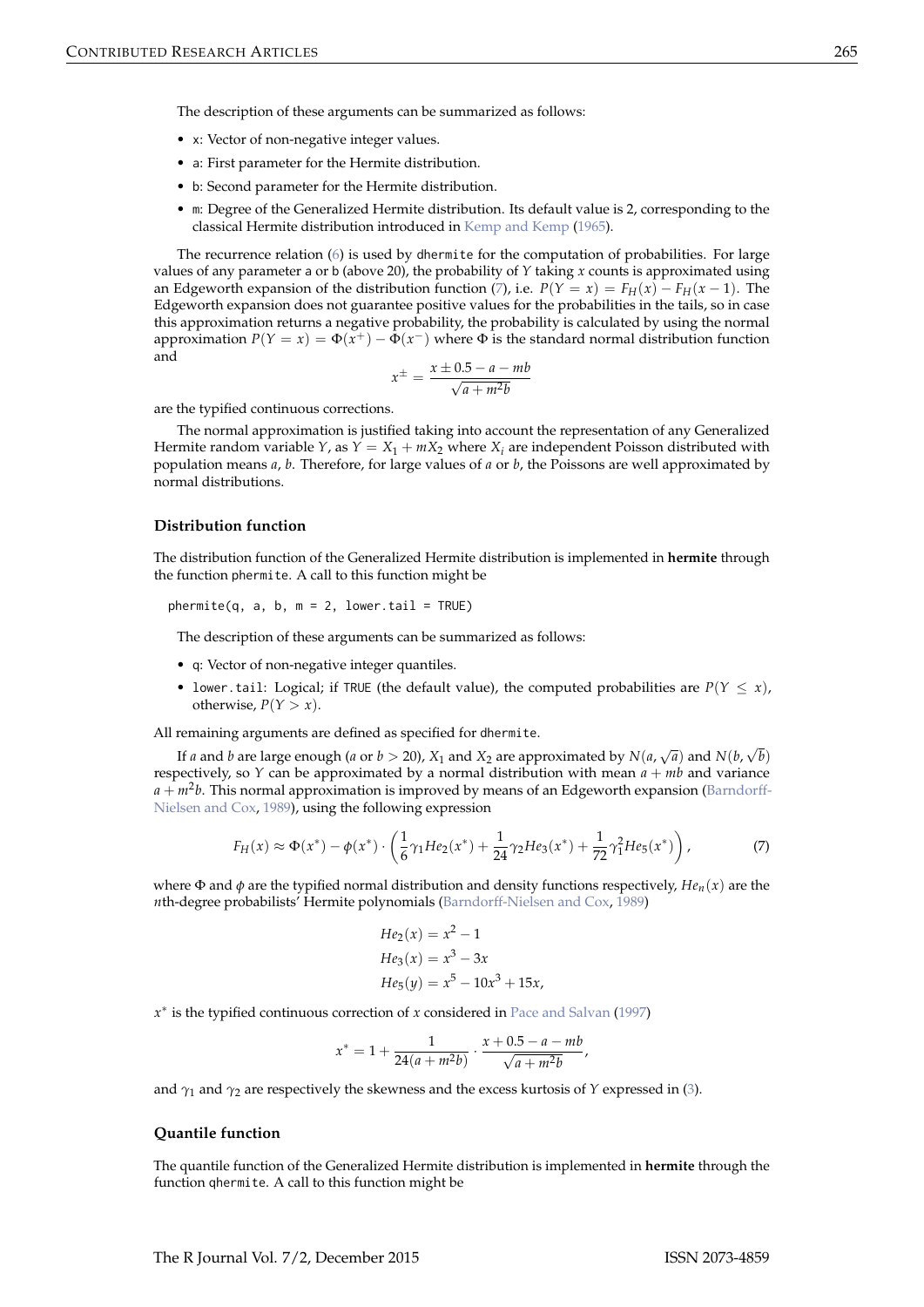The description of these arguments can be summarized as follows:

- `x`: Vector of non-negative integer values.
- `a`: First parameter for the Hermite distribution.
- `b`: Second parameter for the Hermite distribution.
- `m`: Degree of the Generalized Hermite distribution. Its default value is 2, corresponding to the classical Hermite distribution introduced in Kemp and Kemp (1965).

The recurrence relation (6) is used by `dhermite` for the computation of probabilities. For large values of any parameter `a` or `b` (above 20), the probability of $Y$ taking $x$ counts is approximated using an Edgeworth expansion of the distribution function (7), i.e. $P(Y = x) = F_H(x) - F_H(x-1)$. The Edgeworth expansion does not guarantee positive values for the probabilities in the tails, so in case this approximation returns a negative probability, the probability is calculated by using the normal approximation $P(Y = x) = \Phi(x^+) - \Phi(x^-)$ where $\Phi$ is the standard normal distribution function and

$$x^{\pm} = \frac{x \pm 0.5 - a - mb}{\sqrt{a + m^2 b}}$$

are the typified continuous corrections.

The normal approximation is justified taking into account the representation of any Generalized Hermite random variable $Y$, as $Y = X_1 + mX_2$ where $X_i$ are independent Poisson distributed with population means $a$, $b$. Therefore, for large values of $a$ or $b$, the Poissons are well approximated by normal distributions.

### Distribution function

The distribution function of the Generalized Hermite distribution is implemented in **hermite** through the function `phermite`. A call to this function might be

```
phermite(q, a, b, m = 2, lower.tail = TRUE)
```

The description of these arguments can be summarized as follows:

- `q`: Vector of non-negative integer quantiles.
- `lower.tail`: Logical; if `TRUE` (the default value), the computed probabilities are $P(Y \leq x)$, otherwise, $P(Y > x)$.

All remaining arguments are defined as specified for `dhermite`.

If $a$ and $b$ are large enough ($a$ or $b > 20$), $X_1$ and $X_2$ are approximated by $N(a, \sqrt{a})$ and $N(b, \sqrt{b})$ respectively, so $Y$ can be approximated by a normal distribution with mean $a + mb$ and variance $a + m^2 b$. This normal approximation is improved by means of an Edgeworth expansion (Barndorff-Nielsen and Cox, 1989), using the following expression

$$F_H(x) \approx \Phi(x^*) - \phi(x^*) \cdot \left( \frac{1}{6}\gamma_1 He_2(x^*) + \frac{1}{24}\gamma_2 He_3(x^*) + \frac{1}{72}\gamma_1^2 He_5(x^*) \right), \tag{7}$$

where $\Phi$ and $\phi$ are the typified normal distribution and density functions respectively, $He_n(x)$ are the $n$th-degree probabilists' Hermite polynomials (Barndorff-Nielsen and Cox, 1989)

$$He_2(x) = x^2 - 1$$
$$He_3(x) = x^3 - 3x$$
$$He_5(y) = x^5 - 10x^3 + 15x,$$

$x^*$ is the typified continuous correction of $x$ considered in Pace and Salvan (1997)

$$x^* = 1 + \frac{1}{24(a + m^2 b)} \cdot \frac{x + 0.5 - a - mb}{\sqrt{a + m^2 b}},$$

and $\gamma_1$ and $\gamma_2$ are respectively the skewness and the excess kurtosis of $Y$ expressed in (3).

### Quantile function

The quantile function of the Generalized Hermite distribution is implemented in **hermite** through the function `qhermite`. A call to this function might be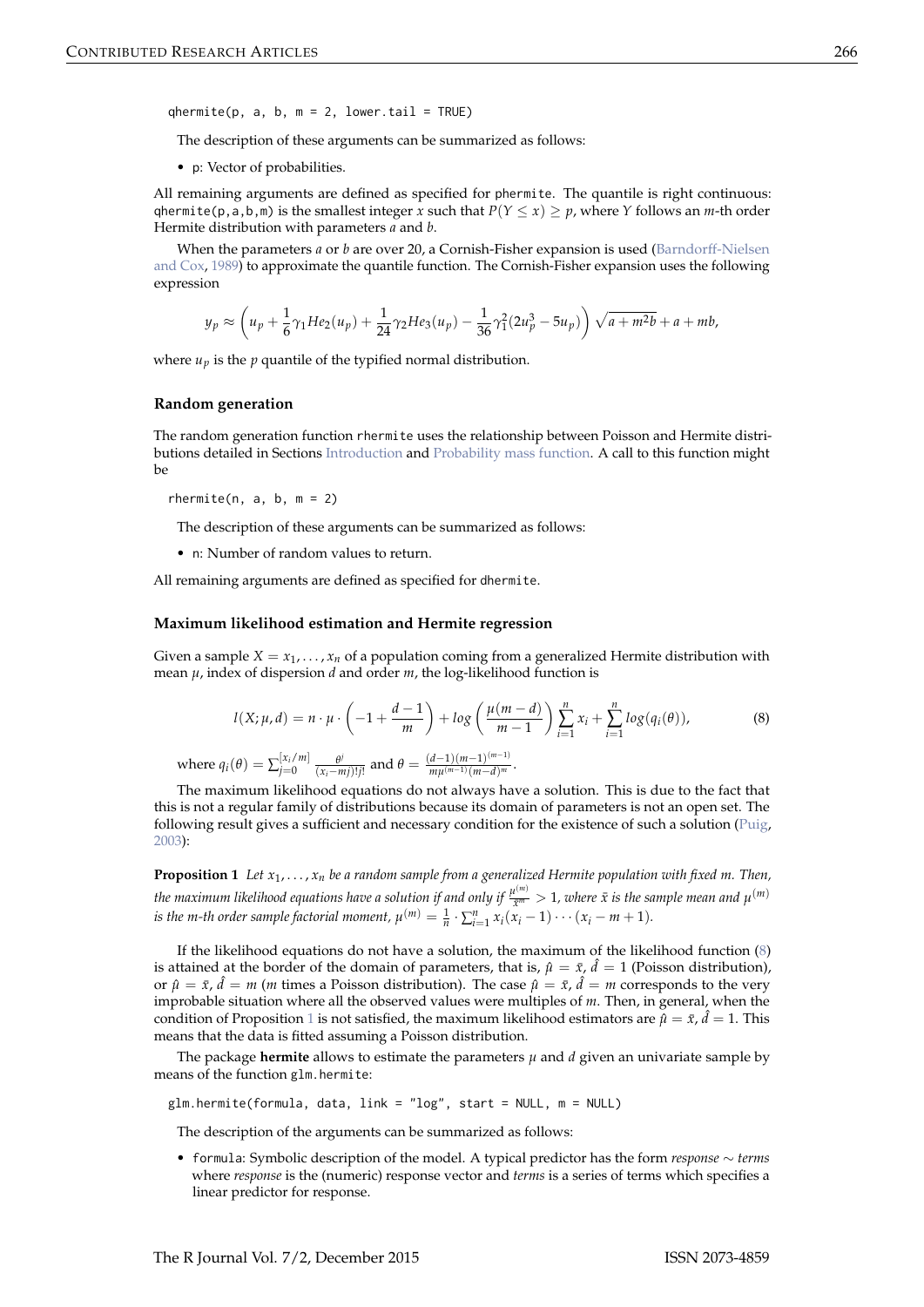```
qhermite(p, a, b, m = 2, lower.tail = TRUE)
```

The description of these arguments can be summarized as follows:

- p: Vector of probabilities.

All remaining arguments are defined as specified for phermite. The quantile is right continuous: qhermite(p,a,b,m) is the smallest integer $x$ such that $P(Y \leq x) \geq p$, where $Y$ follows an $m$-th order Hermite distribution with parameters $a$ and $b$.

When the parameters $a$ or $b$ are over 20, a Cornish-Fisher expansion is used (Barndorff-Nielsen and Cox, 1989) to approximate the quantile function. The Cornish-Fisher expansion uses the following expression

$$y_p \approx \left(u_p + \frac{1}{6}\gamma_1 He_2(u_p) + \frac{1}{24}\gamma_2 He_3(u_p) - \frac{1}{36}\gamma_1^2(2u_p^3 - 5u_p)\right)\sqrt{a + m^2 b} + a + mb,$$

where $u_p$ is the $p$ quantile of the typified normal distribution.

### Random generation

The random generation function rhermite uses the relationship between Poisson and Hermite distributions detailed in Sections Introduction and Probability mass function. A call to this function might be

```
rhermite(n, a, b, m = 2)
```

The description of these arguments can be summarized as follows:

- n: Number of random values to return.

All remaining arguments are defined as specified for dhermite.

### Maximum likelihood estimation and Hermite regression

Given a sample $X = x_1, \ldots, x_n$ of a population coming from a generalized Hermite distribution with mean $\mu$, index of dispersion $d$ and order $m$, the log-likelihood function is

$$l(X;\mu,d) = n \cdot \mu \cdot \left(-1 + \frac{d-1}{m}\right) + log\left(\frac{\mu(m-d)}{m-1}\right)\sum_{i=1}^{n} x_i + \sum_{i=1}^{n} log(q_i(\theta)), \tag{8}$$

where $q_i(\theta) = \sum_{j=0}^{[x_i/m]} \frac{\theta^j}{(x_i - mj)!j!}$ and $\theta = \frac{(d-1)(m-1)^{(m-1)}}{m\mu^{(m-1)}(m-d)^m}$.

The maximum likelihood equations do not always have a solution. This is due to the fact that this is not a regular family of distributions because its domain of parameters is not an open set. The following result gives a sufficient and necessary condition for the existence of such a solution (Puig, 2003):

**Proposition 1** *Let $x_1, \ldots, x_n$ be a random sample from a generalized Hermite population with fixed m. Then, the maximum likelihood equations have a solution if and only if $\frac{\mu^{(m)}}{\bar{x}^m} > 1$, where $\bar{x}$ is the sample mean and $\mu^{(m)}$ is the m-th order sample factorial moment, $\mu^{(m)} = \frac{1}{n} \cdot \sum_{i=1}^{n} x_i(x_i - 1) \cdots (x_i - m + 1)$.*

If the likelihood equations do not have a solution, the maximum of the likelihood function (8) is attained at the border of the domain of parameters, that is, $\hat{\mu} = \bar{x}$, $\hat{d} = 1$ (Poisson distribution), or $\hat{\mu} = \bar{x}$, $\hat{d} = m$ ($m$ times a Poisson distribution). The case $\hat{\mu} = \bar{x}$, $\hat{d} = m$ corresponds to the very improbable situation where all the observed values were multiples of $m$. Then, in general, when the condition of Proposition 1 is not satisfied, the maximum likelihood estimators are $\hat{\mu} = \bar{x}$, $\hat{d} = 1$. This means that the data is fitted assuming a Poisson distribution.

The package **hermite** allows to estimate the parameters $\mu$ and $d$ given an univariate sample by means of the function glm.hermite:

```
glm.hermite(formula, data, link = "log", start = NULL, m = NULL)
```

The description of the arguments can be summarized as follows:

- formula: Symbolic description of the model. A typical predictor has the form *response* $\sim$ *terms* where *response* is the (numeric) response vector and *terms* is a series of terms which specifies a linear predictor for response.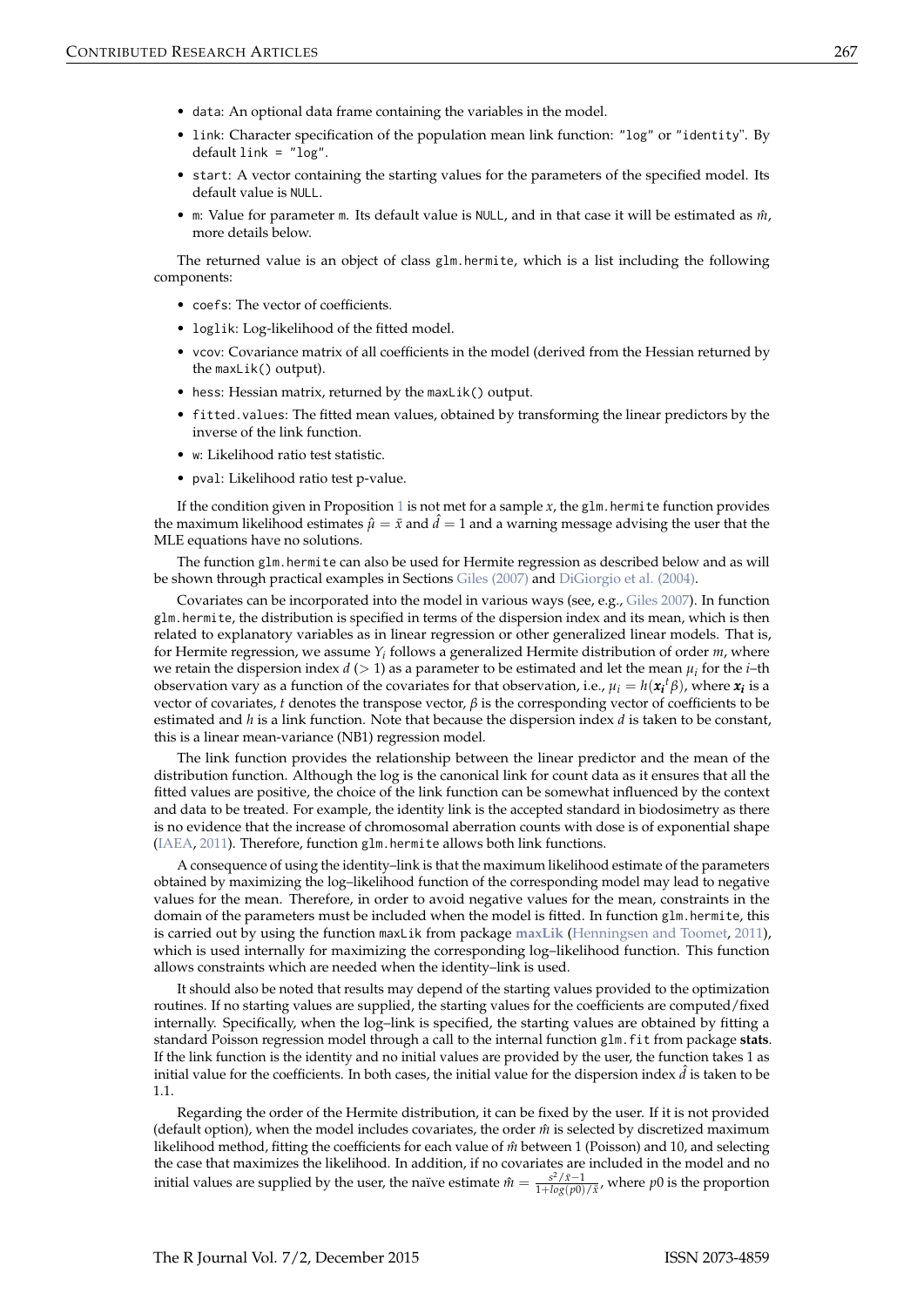- `data`: An optional data frame containing the variables in the model.
- `link`: Character specification of the population mean link function: "log" or "identity". By default `link = "log"`.
- `start`: A vector containing the starting values for the parameters of the specified model. Its default value is `NULL`.
- `m`: Value for parameter `m`. Its default value is `NULL`, and in that case it will be estimated as $\hat{m}$, more details below.

The returned value is an object of class `glm.hermite`, which is a list including the following components:

- `coefs`: The vector of coefficients.
- `loglik`: Log-likelihood of the fitted model.
- `vcov`: Covariance matrix of all coefficients in the model (derived from the Hessian returned by the `maxLik()` output).
- `hess`: Hessian matrix, returned by the `maxLik()` output.
- `fitted.values`: The fitted mean values, obtained by transforming the linear predictors by the inverse of the link function.
- `w`: Likelihood ratio test statistic.
- `pval`: Likelihood ratio test p-value.

If the condition given in Proposition 1 is not met for a sample $x$, the `glm.hermite` function provides the maximum likelihood estimates $\hat{\mu} = \bar{x}$ and $\hat{d} = 1$ and a warning message advising the user that the MLE equations have no solutions.

The function `glm.hermite` can also be used for Hermite regression as described below and as will be shown through practical examples in Sections Giles (2007) and DiGiorgio et al. (2004).

Covariates can be incorporated into the model in various ways (see, e.g., Giles 2007). In function `glm.hermite`, the distribution is supplied in terms of the dispersion index and its mean, which is then related to explanatory variables as in linear regression or other generalized linear models. That is, for Hermite regression, we assume $Y_i$ follows a generalized Hermite distribution of order $m$, where we retain the dispersion index $d$ ($> 1$) as a parameter to be estimated and let the mean $\mu_i$ for the $i$–th observation vary as a function of the covariates for that observation, i.e., $\mu_i = h(\boldsymbol{x_i}^t \beta)$, where $\boldsymbol{x_i}$ is a vector of covariates, $t$ denotes the transpose vector, $\beta$ is the corresponding vector of coefficients to be estimated and $h$ is a link function. Note that because the dispersion index $d$ is taken to be constant, this is a linear mean-variance (NB1) regression model.

The link function provides the relationship between the linear predictor and the mean of the distribution function. Although the log is the canonical link for count data as it ensures that all the fitted values are positive, the choice of the link function can be somewhat influenced by the context and data to be treated. For example, the identity link is the accepted standard in biodosimetry as there is no evidence that the increase of chromosomal aberration counts with dose is of exponential shape (IAEA, 2011). Therefore, function `glm.hermite` allows both link functions.

A consequence of using the identity–link is that the maximum likelihood estimate of the parameters obtained by maximizing the log–likelihood function of the corresponding model may lead to negative values for the mean. Therefore, in order to avoid negative values for the mean, constraints in the domain of the parameters must be included when the model is fitted. In function `glm.hermite`, this is carried out by using the function `maxLik` from package **maxLik** (Henningsen and Toomet, 2011), which is used internally for maximizing the corresponding log–likelihood function. This function allows constraints which are needed when the identity–link is used.

It should also be noted that results may depend of the starting values provided to the optimization routines. If no starting values are supplied, the starting values for the coefficients are computed/fixed internally. Specifically, when the log–link is specified, the starting values are obtained by fitting a standard Poisson regression model through a call to the internal function `glm.fit` from package **stats**. If the link function is the identity and no initial values are provided by the user, the function takes 1 as initial value for the coefficients. In both cases, the initial value for the dispersion index $\hat{d}$ is taken to be 1.1.

Regarding the order of the Hermite distribution, it can be fixed by the user. If it is not provided (default option), when the model includes covariates, the order $\hat{m}$ is selected by discretized maximum likelihood method, fitting the coefficients for each value of $\hat{m}$ between 1 (Poisson) and 10, and selecting the case that maximizes the likelihood. In addition, if no covariates are included in the model and no initial values are supplied by the user, the naïve estimate $\hat{m} = \frac{s^2/\bar{x} - 1}{1 + log(p0)/\bar{x}}$, where $p0$ is the proportion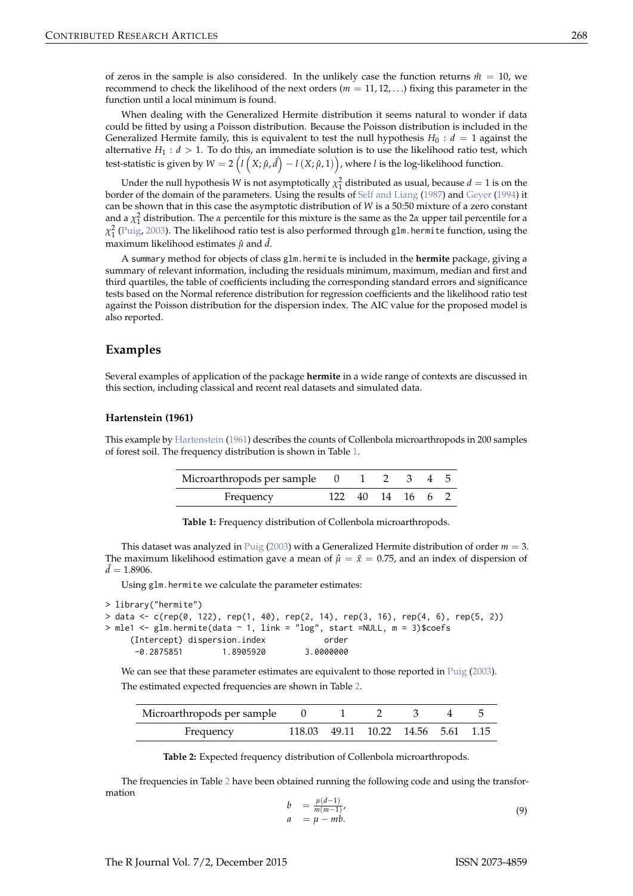of zeros in the sample is also considered. In the unlikely case the function returns $\hat{m} = 10$, we recommend to check the likelihood of the next orders ($m = 11, 12, \ldots$) fixing this parameter in the function until a local minimum is found.

When dealing with the Generalized Hermite distribution it seems natural to wonder if data could be fitted by using a Poisson distribution. Because the Poisson distribution is included in the Generalized Hermite family, this is equivalent to test the null hypothesis $H_0 : d = 1$ against the alternative $H_1 : d > 1$. To do this, an immediate solution is to use the likelihood ratio test, which test-statistic is given by $W = 2\left(l\left(X; \hat{\mu}, \hat{d}\right) - l\left(X; \hat{\mu}, 1\right)\right)$, where $l$ is the log-likelihood function.

Under the null hypothesis $W$ is not asymptotically $\chi^2_1$ distributed as usual, because $d = 1$ is on the border of the domain of the parameters. Using the results of Self and Liang (1987) and Geyer (1994) it can be shown that in this case the asymptotic distribution of $W$ is a 50:50 mixture of a zero constant and a $\chi^2_1$ distribution. The $\alpha$ percentile for this mixture is the same as the $2\alpha$ upper tail percentile for a $\chi^2_1$ (Puig, 2003). The likelihood ratio test is also performed through `glm.hermite` function, using the maximum likelihood estimates $\hat{\mu}$ and $\hat{d}$.

A `summary` method for objects of class `glm.hermite` is included in the **hermite** package, giving a summary of relevant information, including the residuals minimum, maximum, median and first and third quartiles, the table of coefficients including the corresponding standard errors and significance tests based on the Normal reference distribution for regression coefficients and the likelihood ratio test against the Poisson distribution for the dispersion index. The AIC value for the proposed model is also reported.

## Examples

Several examples of application of the package **hermite** in a wide range of contexts are discussed in this section, including classical and recent real datasets and simulated data.

### Hartenstein (1961)

This example by Hartenstein (1961) describes the counts of Collenbola microarthropods in 200 samples of forest soil. The frequency distribution is shown in Table 1.

| Microarthropods per sample | 0 | 1 | 2 | 3 | 4 | 5 |
|---|---|---|---|---|---|---|
| Frequency | 122 | 40 | 14 | 16 | 6 | 2 |

**Table 1:** Frequency distribution of Collenbola microarthropods.

This dataset was analyzed in Puig (2003) with a Generalized Hermite distribution of order $m = 3$. The maximum likelihood estimation gave a mean of $\hat{\mu} = \bar{x} = 0.75$, and an index of dispersion of $\hat{d} = 1.8906$.

Using `glm.hermite` we calculate the parameter estimates:

```
> library("hermite")
> data <- c(rep(0, 122), rep(1, 40), rep(2, 14), rep(3, 16), rep(4, 6), rep(5, 2))
> mle1 <- glm.hermite(data ~ 1, link = "log", start =NULL, m = 3)$coefs
    (Intercept) dispersion.index            order
     -0.2875851        1.8905920        3.0000000
```

We can see that these parameter estimates are equivalent to those reported in Puig (2003).

The estimated expected frequencies are shown in Table 2.

| Microarthropods per sample | 0 | 1 | 2 | 3 | 4 | 5 |
|---|---|---|---|---|---|---|
| Frequency | 118.03 | 49.11 | 10.22 | 14.56 | 5.61 | 1.15 |

**Table 2:** Expected frequency distribution of Collenbola microarthropods.

The frequencies in Table 2 have been obtained running the following code and using the transformation

$$
\begin{aligned}
b &= \frac{\mu(d-1)}{m(m-1)}, \\
a &= \mu - mb.
\end{aligned} \tag{9}
$$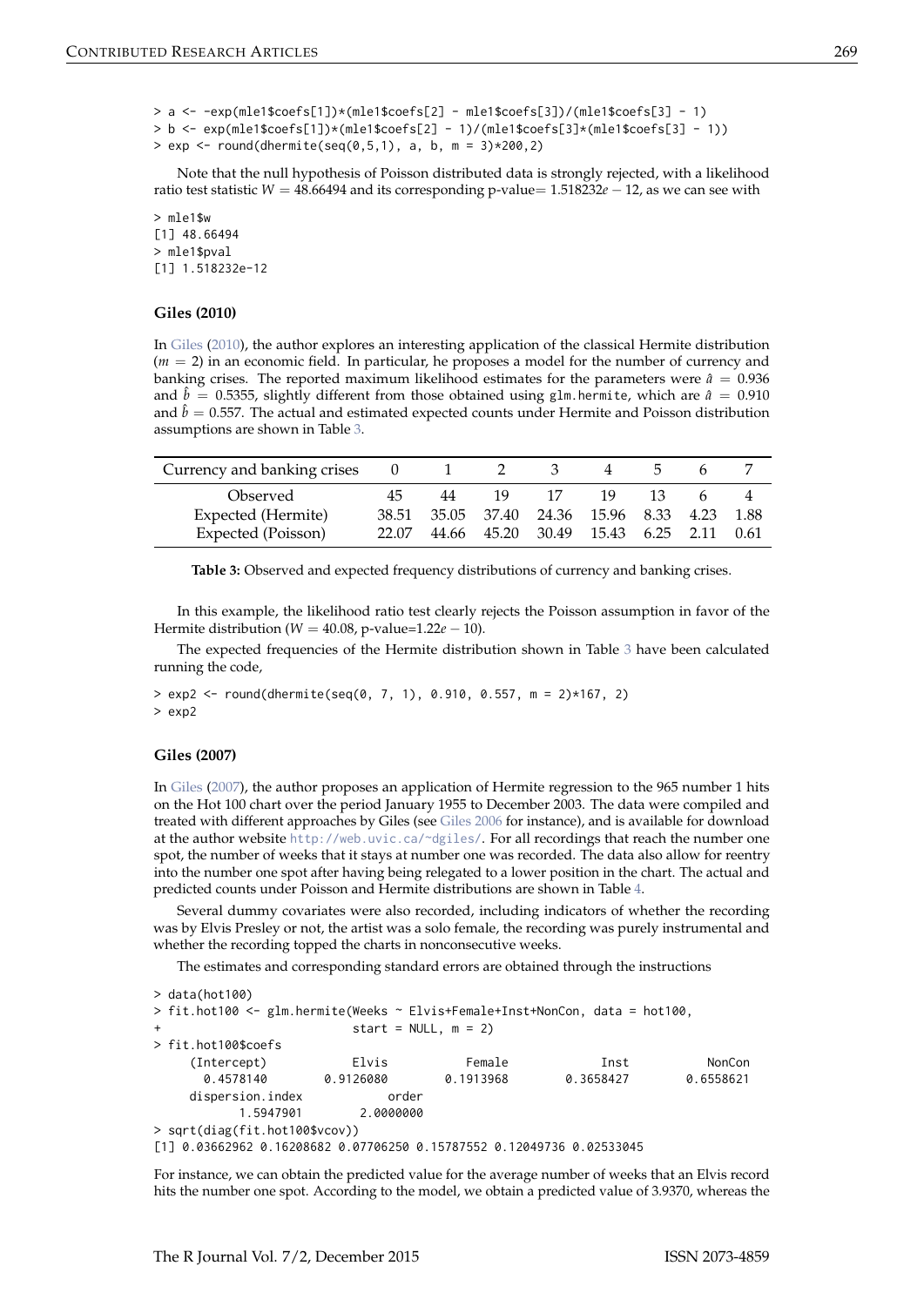```
> a <- -exp(mle1$coefs[1])*(mle1$coefs[2] - mle1$coefs[3])/(mle1$coefs[3] - 1)
> b <- exp(mle1$coefs[1])*(mle1$coefs[2] - 1)/(mle1$coefs[3]*(mle1$coefs[3] - 1))
> exp <- round(dhermite(seq(0,5,1), a, b, m = 3)*200,2)
```

Note that the null hypothesis of Poisson distributed data is strongly rejected, with a likelihood ratio test statistic $W = 48.66494$ and its corresponding p-value$= 1.518232e - 12$, as we can see with

```
> mle1$w
[1] 48.66494
> mle1$pval
[1] 1.518232e-12
```

### Giles (2010)

In Giles (2010), the author explores an interesting application of the classical Hermite distribution ($m = 2$) in an economic field. In particular, he proposes a model for the number of currency and banking crises. The reported maximum likelihood estimates for the parameters were $\hat{a} = 0.936$ and $\hat{b} = 0.5355$, slightly different from those obtained using `glm.hermite`, which are $\hat{a} = 0.910$ and $\hat{b} = 0.557$. The actual and estimated expected counts under Hermite and Poisson distribution assumptions are shown in Table 3.

| Currency and banking crises | 0 | 1 | 2 | 3 | 4 | 5 | 6 | 7 |
|---|---|---|---|---|---|---|---|---|
| Observed | 45 | 44 | 19 | 17 | 19 | 13 | 6 | 4 |
| Expected (Hermite) | 38.51 | 35.05 | 37.40 | 24.36 | 15.96 | 8.33 | 4.23 | 1.88 |
| Expected (Poisson) | 22.07 | 44.66 | 45.20 | 30.49 | 15.43 | 6.25 | 2.11 | 0.61 |

**Table 3:** Observed and expected frequency distributions of currency and banking crises.

In this example, the likelihood ratio test clearly rejects the Poisson assumption in favor of the Hermite distribution ($W = 40.08$, p-value$=1.22e - 10$).

The expected frequencies of the Hermite distribution shown in Table 3 have been calculated running the code,

```
> exp2 <- round(dhermite(seq(0, 7, 1), 0.910, 0.557, m = 2)*167, 2)
> exp2
```

### Giles (2007)

In Giles (2007), the author proposes an application of Hermite regression to the 965 number 1 hits on the Hot 100 chart over the period January 1955 to December 2003. The data were compiled and treated with different approaches by Giles (see Giles 2006 for instance), and is available for download at the author website http://web.uvic.ca/~dgiles/. For all recordings that reach the number one spot, the number of weeks that it stays at number one was recorded. The data also allow for reentry into the number one spot after having being relegated to a lower position in the chart. The actual and predicted counts under Poisson and Hermite distributions are shown in Table 4.

Several dummy covariates were also recorded, including indicators of whether the recording was by Elvis Presley or not, the artist was a solo female, the recording was purely instrumental and whether the recording topped the charts in nonconsecutive weeks.

The estimates and corresponding standard errors are obtained through the instructions

```
> data(hot100)
> fit.hot100 <- glm.hermite(Weeks ~ Elvis+Female+Inst+NonCon, data = hot100,
+                          start = NULL, m = 2)
> fit.hot100$coefs
    (Intercept)           Elvis          Female            Inst          NonCon
      0.4578140       0.9126080       0.1913968       0.3658427       0.6558621
    dispersion.index          order
           1.5947901      2.0000000
> sqrt(diag(fit.hot100$vcov))
[1] 0.03662962 0.16208682 0.07706250 0.15787552 0.12049736 0.02533045
```

For instance, we can obtain the predicted value for the average number of weeks that an Elvis record hits the number one spot. According to the model, we obtain a predicted value of 3.9370, whereas the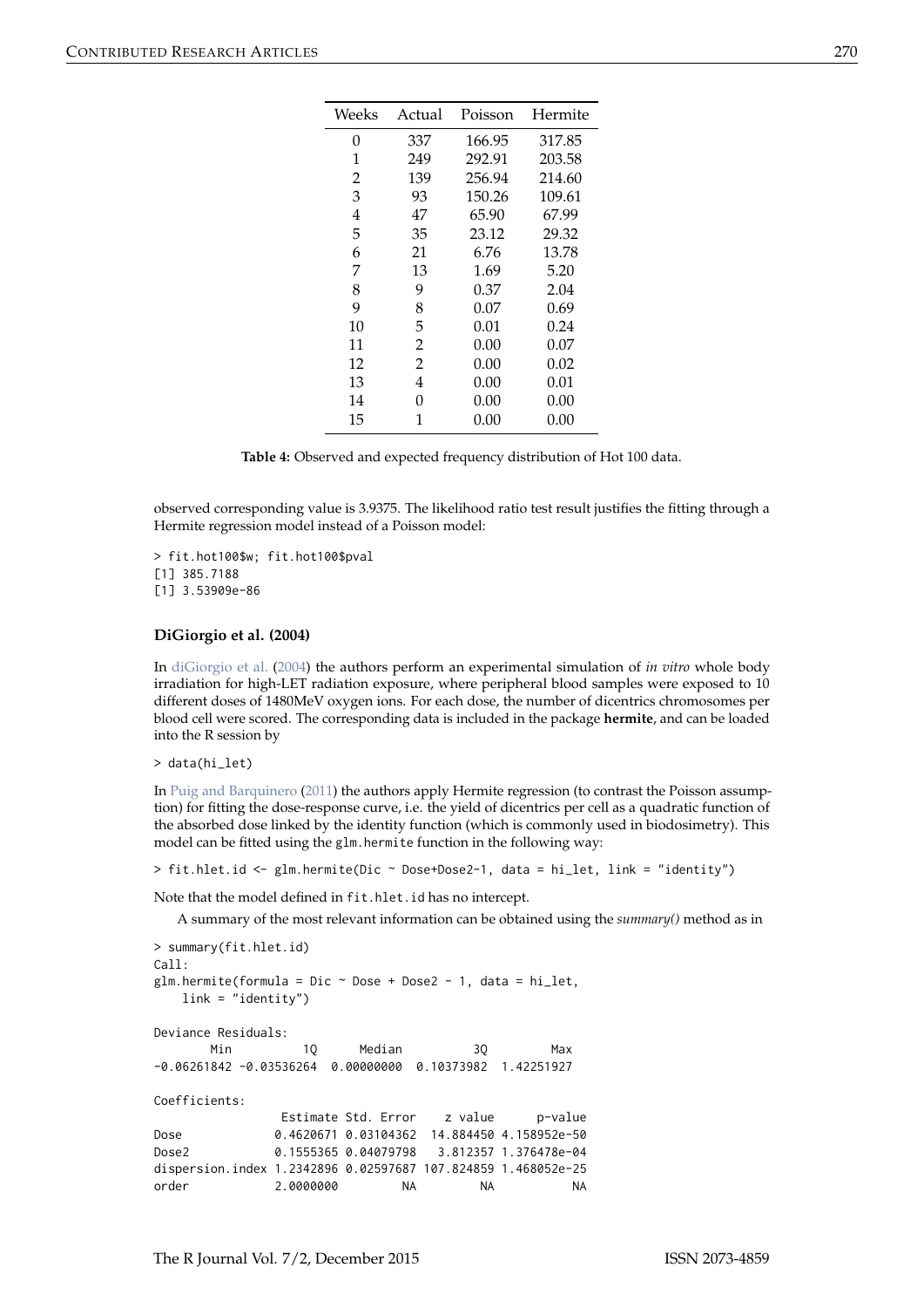| Weeks | Actual | Poisson | Hermite |
|---|---|---|---|
| 0 | 337 | 166.95 | 317.85 |
| 1 | 249 | 292.91 | 203.58 |
| 2 | 139 | 256.94 | 214.60 |
| 3 | 93 | 150.26 | 109.61 |
| 4 | 47 | 65.90 | 67.99 |
| 5 | 35 | 23.12 | 29.32 |
| 6 | 21 | 6.76 | 13.78 |
| 7 | 13 | 1.69 | 5.20 |
| 8 | 9 | 0.37 | 2.04 |
| 9 | 8 | 0.07 | 0.69 |
| 10 | 5 | 0.01 | 0.24 |
| 11 | 2 | 0.00 | 0.07 |
| 12 | 2 | 0.00 | 0.02 |
| 13 | 4 | 0.00 | 0.01 |
| 14 | 0 | 0.00 | 0.00 |
| 15 | 1 | 0.00 | 0.00 |

**Table 4:** Observed and expected frequency distribution of Hot 100 data.

observed corresponding value is 3.9375. The likelihood ratio test result justifies the fitting through a Hermite regression model instead of a Poisson model:

```
> fit.hot100$w; fit.hot100$pval
[1] 385.7188
[1] 3.53909e-86
```

### DiGiorgio et al. (2004)

In diGiorgio et al. (2004) the authors perform an experimental simulation of *in vitro* whole body irradiation for high-LET radiation exposure, where peripheral blood samples were exposed to 10 different doses of 1480MeV oxygen ions. For each dose, the number of dicentrics chromosomes per blood cell were scored. The corresponding data is included in the package **hermite**, and can be loaded into the R session by

```
> data(hi_let)
```

In Puig and Barquinero (2011) the authors apply Hermite regression (to contrast the Poisson assumption) for fitting the dose-response curve, i.e. the yield of dicentrics per cell as a quadratic function of the absorbed dose linked by the identity function (which is commonly used in biodosimetry). This model can be fitted using the `glm.hermite` function in the following way:

```
> fit.hlet.id <- glm.hermite(Dic ~ Dose+Dose2-1, data = hi_let, link = "identity")
```

Note that the model defined in `fit.hlet.id` has no intercept.

A summary of the most relevant information can be obtained using the *summary()* method as in

```
> summary(fit.hlet.id)
Call:
glm.hermite(formula = Dic ~ Dose + Dose2 - 1, data = hi_let,
    link = "identity")

Deviance Residuals:
       Min          1Q      Median          3Q         Max
-0.06261842 -0.03536264  0.00000000  0.10373982  1.42251927

Coefficients:
                 Estimate Std. Error    z value      p-value
Dose            0.4620671 0.03104362  14.884450 4.158952e-50
Dose2           0.1555365 0.04079798   3.812357 1.376478e-04
dispersion.index 1.2342896 0.02597687 107.824859 1.468052e-25
order           2.0000000         NA         NA           NA
```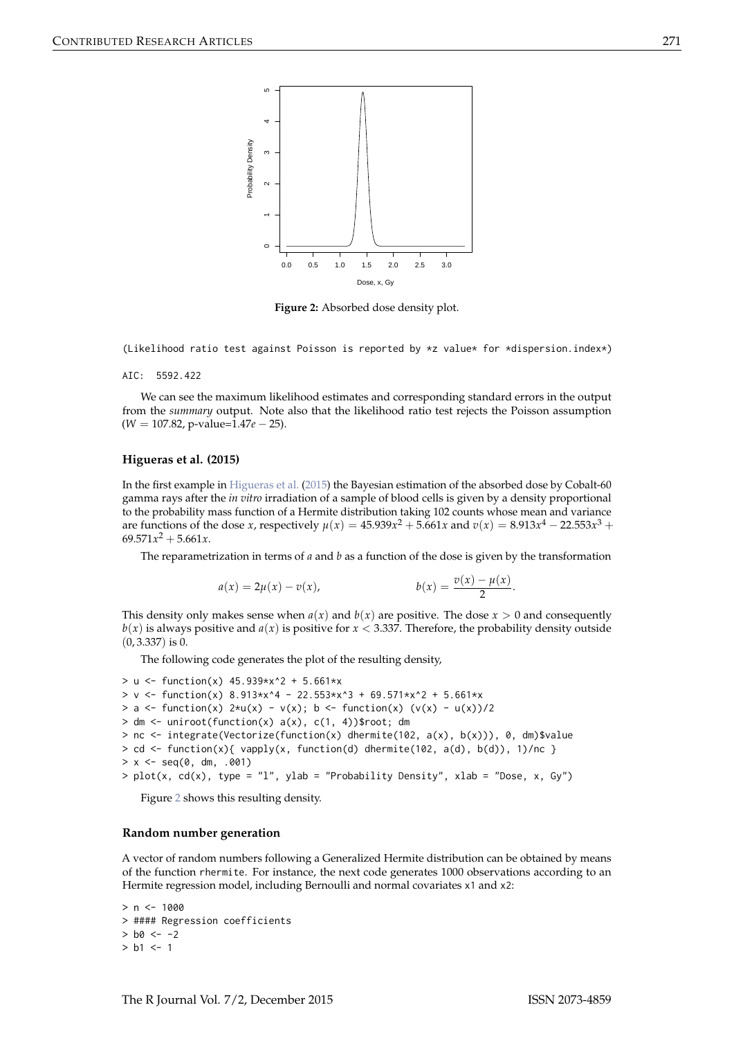Figure 2: Absorbed dose density plot.

```
(Likelihood ratio test against Poisson is reported by *z value* for *dispersion.index*)

AIC:  5592.422
```

We can see the maximum likelihood estimates and corresponding standard errors in the output from the *summary* output. Note also that the likelihood ratio test rejects the Poisson assumption ($W = 107.82$, p-value=$1.47e-25$).

### Higueras et al. (2015)

In the first example in Higueras et al. (2015) the Bayesian estimation of the absorbed dose by Cobalt-60 gamma rays after the *in vitro* irradiation of a sample of blood cells is given by a density proportional to the probability mass function of a Hermite distribution taking 102 counts whose mean and variance are functions of the dose $x$, respectively $\mu(x) = 45.939x^2 + 5.661x$ and $v(x) = 8.913x^4 - 22.553x^3 + 69.571x^2 + 5.661x$.

The reparametrization in terms of $a$ and $b$ as a function of the dose is given by the transformation

$$a(x) = 2\mu(x) - v(x), \qquad\qquad b(x) = \frac{v(x) - \mu(x)}{2}.$$

This density only makes sense when $a(x)$ and $b(x)$ are positive. The dose $x > 0$ and consequently $b(x)$ is always positive and $a(x)$ is positive for $x < 3.337$. Therefore, the probability density outside $(0, 3.337)$ is 0.

The following code generates the plot of the resulting density,

```
> u <- function(x) 45.939*x^2 + 5.661*x
> v <- function(x) 8.913*x^4 - 22.553*x^3 + 69.571*x^2 + 5.661*x
> a <- function(x) 2*u(x) - v(x); b <- function(x) (v(x) - u(x))/2
> dm <- uniroot(function(x) a(x), c(1, 4))$root; dm
> nc <- integrate(Vectorize(function(x) dhermite(102, a(x), b(x))), 0, dm)$value
> cd <- function(x){ vapply(x, function(d) dhermite(102, a(d), b(d)), 1)/nc }
> x <- seq(0, dm, .001)
> plot(x, cd(x), type = "l", ylab = "Probability Density", xlab = "Dose, x, Gy")
```

Figure 2 shows this resulting density.

### Random number generation

A vector of random numbers following a Generalized Hermite distribution can be obtained by means of the function rhermite. For instance, the next code generates 1000 observations according to an Hermite regression model, including Bernoulli and normal covariates x1 and x2:

```
> n <- 1000
> #### Regression coefficients
> b0 <- -2
> b1 <- 1
```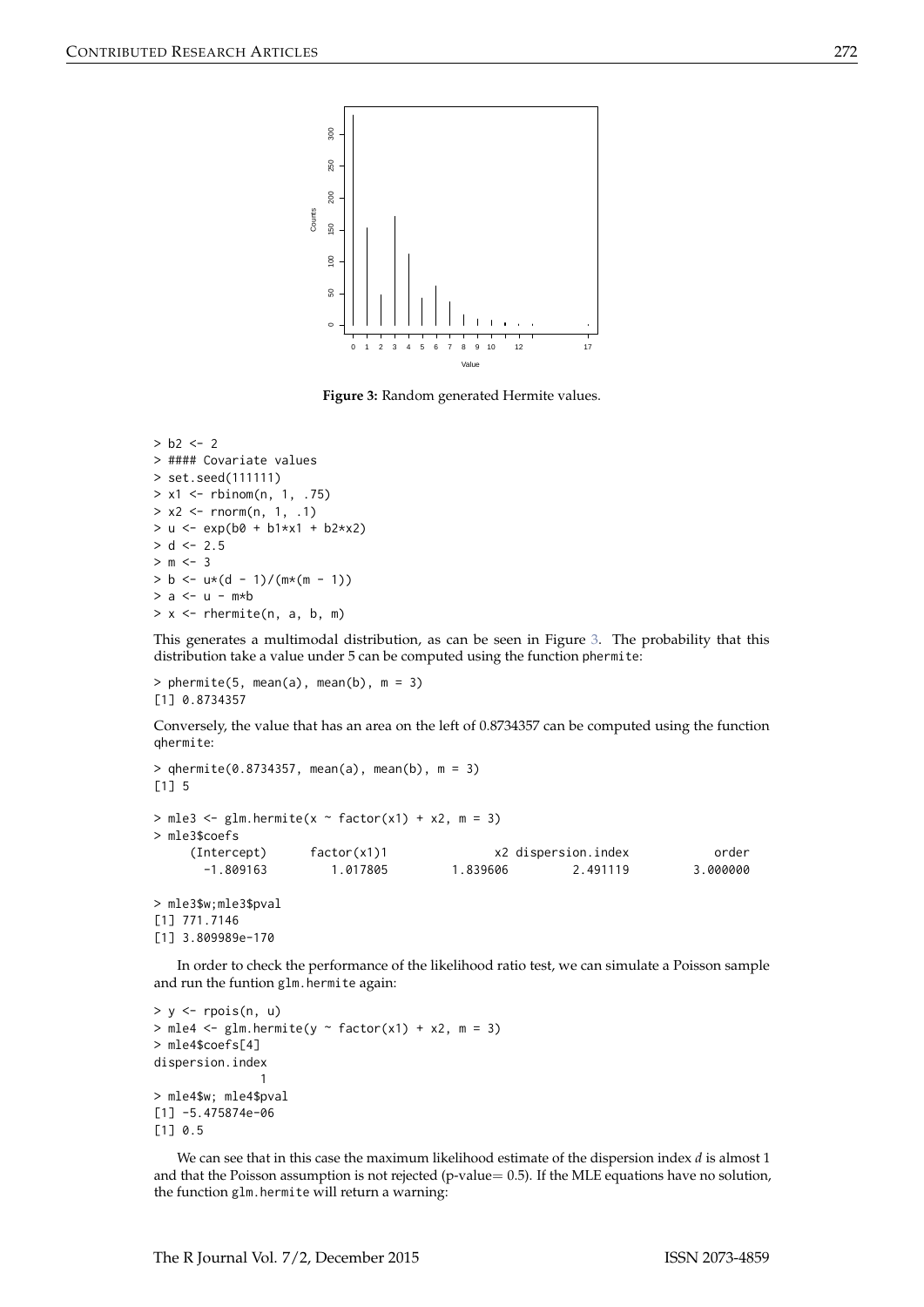Figure 3: Random generated Hermite values.

```
> b2 <- 2
> #### Covariate values
> set.seed(111111)
> x1 <- rbinom(n, 1, .75)
> x2 <- rnorm(n, 1, .1)
> u <- exp(b0 + b1*x1 + b2*x2)
> d <- 2.5
> m <- 3
> b <- u*(d - 1)/(m*(m - 1))
> a <- u - m*b
> x <- rhermite(n, a, b, m)
```

This generates a multimodal distribution, as can be seen in Figure 3. The probability that this distribution take a value under 5 can be computed using the function `phermite`:

```
> phermite(5, mean(a), mean(b), m = 3)
[1] 0.8734357
```

Conversely, the value that has an area on the left of 0.8734357 can be computed using the function `qhermite`:

```
> qhermite(0.8734357, mean(a), mean(b), m = 3)
[1] 5

> mle3 <- glm.hermite(x ~ factor(x1) + x2, m = 3)
> mle3$coefs
     (Intercept)      factor(x1)1               x2 dispersion.index            order
       -1.809163         1.017805         1.839606         2.491119         3.000000

> mle3$w;mle3$pval
[1] 771.7146
[1] 3.809989e-170
```

In order to check the performance of the likelihood ratio test, we can simulate a Poisson sample and run the funtion `glm.hermite` again:

```
> y <- rpois(n, u)
> mle4 <- glm.hermite(y ~ factor(x1) + x2, m = 3)
> mle4$coefs[4]
dispersion.index
               1
> mle4$w; mle4$pval
[1] -5.475874e-06
[1] 0.5
```

We can see that in this case the maximum likelihood estimate of the dispersion index $d$ is almost 1 and that the Poisson assumption is not rejected (p-value= 0.5). If the MLE equations have no solution, the function `glm.hermite` will return a warning: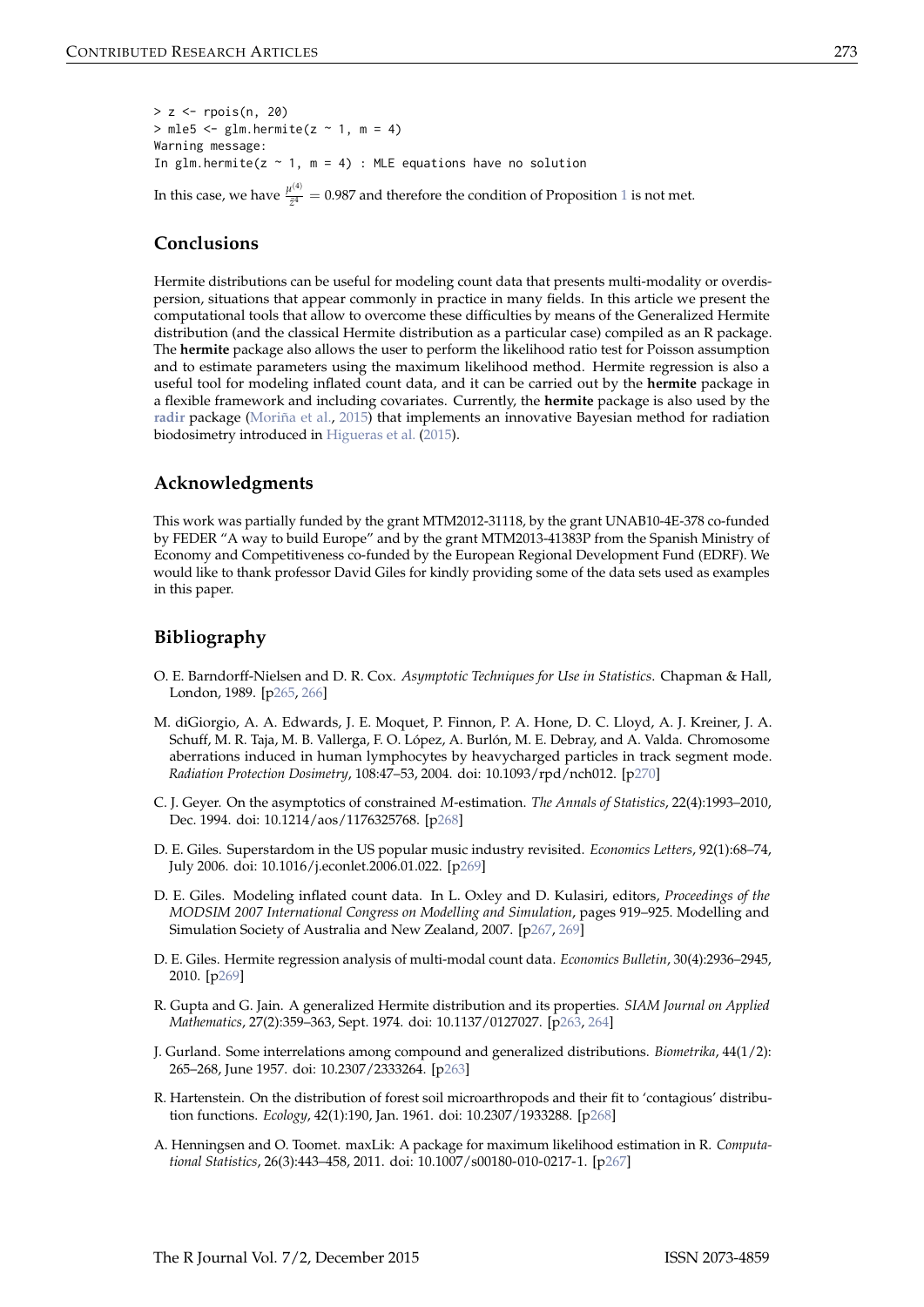```
> z <- rpois(n, 20)
> mle5 <- glm.hermite(z ~ 1, m = 4)
Warning message:
In glm.hermite(z ~ 1, m = 4) : MLE equations have no solution
```

In this case, we have $\frac{\mu^{(4)}}{\bar{z}^4} = 0.987$ and therefore the condition of Proposition 1 is not met.

## Conclusions

Hermite distributions can be useful for modeling count data that presents multi-modality or overdispersion, situations that appear commonly in practice in many fields. In this article we present the computational tools that allow to overcome these difficulties by means of the Generalized Hermite distribution (and the classical Hermite distribution as a particular case) compiled as an R package. The **hermite** package also allows the user to perform the likelihood ratio test for Poisson assumption and to estimate parameters using the maximum likelihood method. Hermite regression is also a useful tool for modeling inflated count data, and it can be carried out by the **hermite** package in a flexible framework and including covariates. Currently, the **hermite** package is also used by the **radir** package (Moriña et al., 2015) that implements an innovative Bayesian method for radiation biodosimetry introduced in Higueras et al. (2015).

## Acknowledgments

This work was partially funded by the grant MTM2012-31118, by the grant UNAB10-4E-378 co-funded by FEDER "A way to build Europe" and by the grant MTM2013-41383P from the Spanish Ministry of Economy and Competitiveness co-funded by the European Regional Development Fund (EDRF). We would like to thank professor David Giles for kindly providing some of the data sets used as examples in this paper.

## Bibliography

O. E. Barndorff-Nielsen and D. R. Cox. *Asymptotic Techniques for Use in Statistics*. Chapman & Hall, London, 1989. [p265, 266]

M. diGiorgio, A. A. Edwards, J. E. Moquet, P. Finnon, P. A. Hone, D. C. Lloyd, A. J. Kreiner, J. A. Schuff, M. R. Taja, M. B. Vallerga, F. O. López, A. Burlón, M. E. Debray, and A. Valda. Chromosome aberrations induced in human lymphocytes by heavycharged particles in track segment mode. *Radiation Protection Dosimetry*, 108:47–53, 2004. doi: 10.1093/rpd/nch012. [p270]

C. J. Geyer. On the asymptotics of constrained *M*-estimation. *The Annals of Statistics*, 22(4):1993–2010, Dec. 1994. doi: 10.1214/aos/1176325768. [p268]

D. E. Giles. Superstardom in the US popular music industry revisited. *Economics Letters*, 92(1):68–74, July 2006. doi: 10.1016/j.econlet.2006.01.022. [p269]

D. E. Giles. Modeling inflated count data. In L. Oxley and D. Kulasiri, editors, *Proceedings of the MODSIM 2007 International Congress on Modelling and Simulation*, pages 919–925. Modelling and Simulation Society of Australia and New Zealand, 2007. [p267, 269]

D. E. Giles. Hermite regression analysis of multi-modal count data. *Economics Bulletin*, 30(4):2936–2945, 2010. [p269]

R. Gupta and G. Jain. A generalized Hermite distribution and its properties. *SIAM Journal on Applied Mathematics*, 27(2):359–363, Sept. 1974. doi: 10.1137/0127027. [p263, 264]

J. Gurland. Some interrelations among compound and generalized distributions. *Biometrika*, 44(1/2): 265–268, June 1957. doi: 10.2307/2333264. [p263]

R. Hartenstein. On the distribution of forest soil microarthropods and their fit to 'contagious' distribution functions. *Ecology*, 42(1):190, Jan. 1961. doi: 10.2307/1933288. [p268]

A. Henningsen and O. Toomet. maxLik: A package for maximum likelihood estimation in R. *Computational Statistics*, 26(3):443–458, 2011. doi: 10.1007/s00180-010-0217-1. [p267]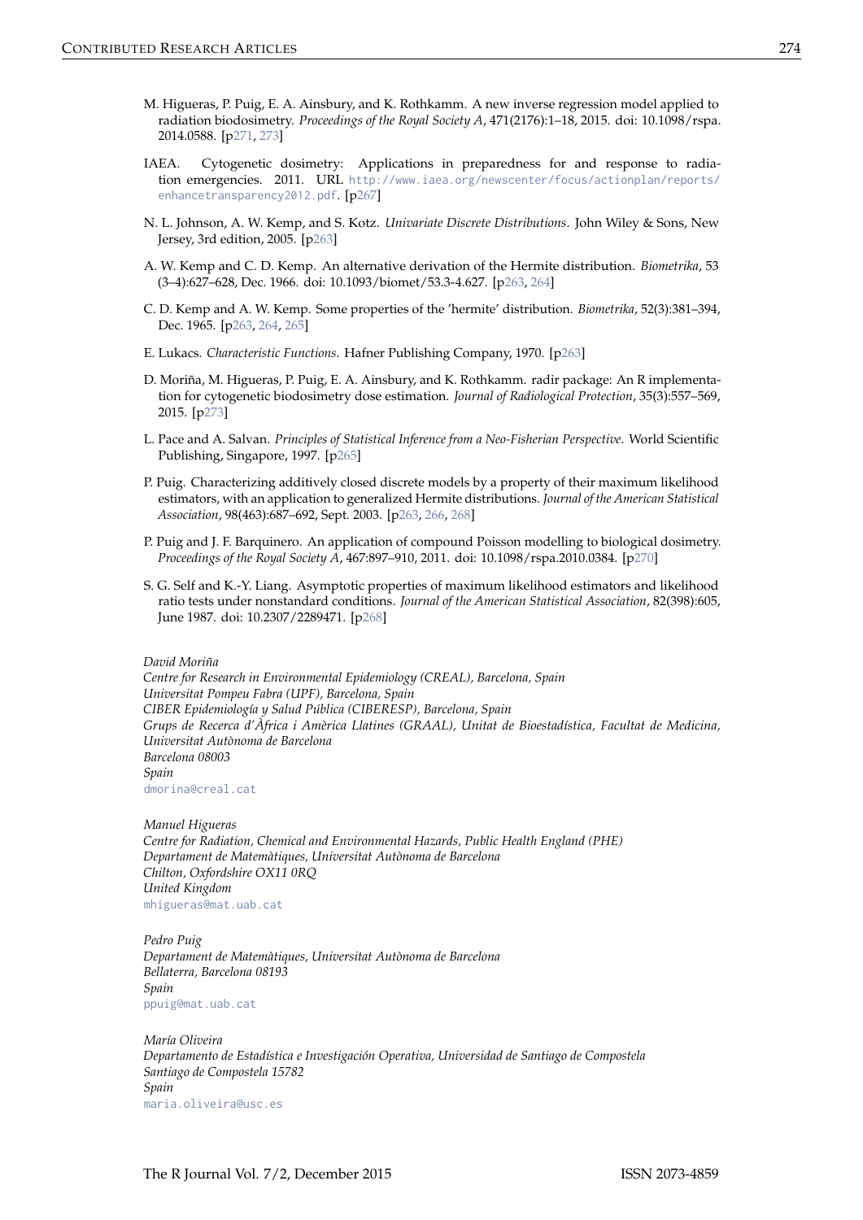M. Higueras, P. Puig, E. A. Ainsbury, and K. Rothkamm. A new inverse regression model applied to radiation biodosimetry. *Proceedings of the Royal Society A*, 471(2176):1–18, 2015. doi: 10.1098/rspa.2014.0588. [p271, 273]

IAEA. Cytogenetic dosimetry: Applications in preparedness for and response to radiation emergencies. 2011. URL http://www.iaea.org/newscenter/focus/actionplan/reports/enhancetransparency2012.pdf. [p267]

N. L. Johnson, A. W. Kemp, and S. Kotz. *Univariate Discrete Distributions*. John Wiley & Sons, New Jersey, 3rd edition, 2005. [p263]

A. W. Kemp and C. D. Kemp. An alternative derivation of the Hermite distribution. *Biometrika*, 53 (3–4):627–628, Dec. 1966. doi: 10.1093/biomet/53.3-4.627. [p263, 264]

C. D. Kemp and A. W. Kemp. Some properties of the 'hermite' distribution. *Biometrika*, 52(3):381–394, Dec. 1965. [p263, 264, 265]

E. Lukacs. *Characteristic Functions*. Hafner Publishing Company, 1970. [p263]

D. Moriña, M. Higueras, P. Puig, E. A. Ainsbury, and K. Rothkamm. radir package: An R implementation for cytogenetic biodosimetry dose estimation. *Journal of Radiological Protection*, 35(3):557–569, 2015. [p273]

L. Pace and A. Salvan. *Principles of Statistical Inference from a Neo-Fisherian Perspective*. World Scientific Publishing, Singapore, 1997. [p265]

P. Puig. Characterizing additively closed discrete models by a property of their maximum likelihood estimators, with an application to generalized Hermite distributions. *Journal of the American Statistical Association*, 98(463):687–692, Sept. 2003. [p263, 266, 268]

P. Puig and J. F. Barquinero. An application of compound Poisson modelling to biological dosimetry. *Proceedings of the Royal Society A*, 467:897–910, 2011. doi: 10.1098/rspa.2010.0384. [p270]

S. G. Self and K.-Y. Liang. Asymptotic properties of maximum likelihood estimators and likelihood ratio tests under nonstandard conditions. *Journal of the American Statistical Association*, 82(398):605, June 1987. doi: 10.2307/2289471. [p268]

*David Moriña*
*Centre for Research in Environmental Epidemiology (CREAL), Barcelona, Spain*
*Universitat Pompeu Fabra (UPF), Barcelona, Spain*
*CIBER Epidemiología y Salud Pública (CIBERESP), Barcelona, Spain*
*Grups de Recerca d'Àfrica i Amèrica Llatines (GRAAL), Unitat de Bioestadística, Facultat de Medicina, Universitat Autònoma de Barcelona*
*Barcelona 08003*
*Spain*
dmorina@creal.cat

*Manuel Higueras*
*Centre for Radiation, Chemical and Environmental Hazards, Public Health England (PHE)*
*Departament de Matemàtiques, Universitat Autònoma de Barcelona*
*Chilton, Oxfordshire OX11 0RQ*
*United Kingdom*
mhigueras@mat.uab.cat

*Pedro Puig*
*Departament de Matemàtiques, Universitat Autònoma de Barcelona*
*Bellaterra, Barcelona 08193*
*Spain*
ppuig@mat.uab.cat

*María Oliveira*
*Departamento de Estadística e Investigación Operativa, Universidad de Santiago de Compostela*
*Santiago de Compostela 15782*
*Spain*
maria.oliveira@usc.es